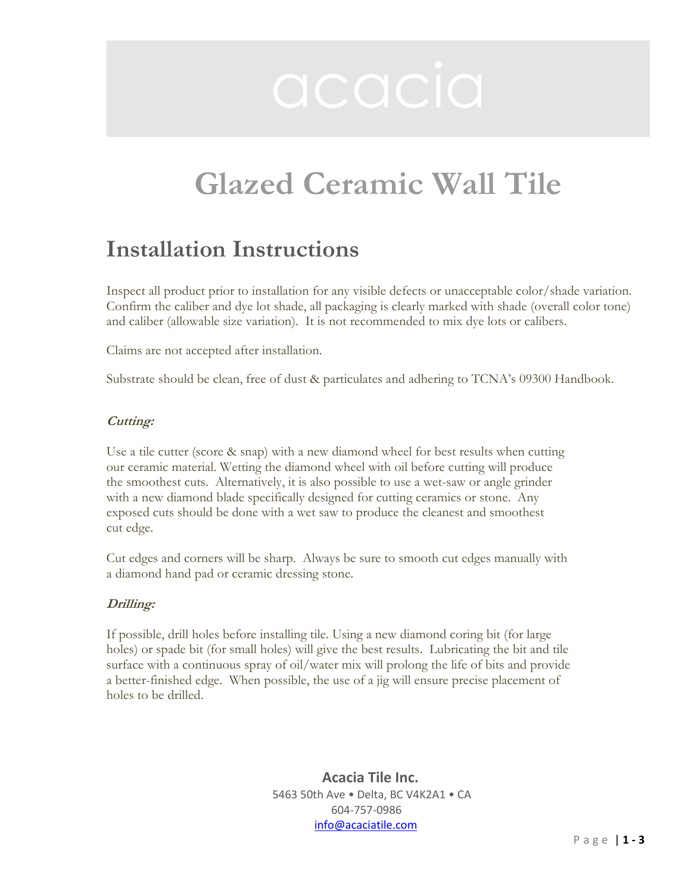acacia

# Glazed Ceramic Wall Tile

## Installation Instructions

Inspect all product prior to installation for any visible defects or unacceptable color/shade variation. Confirm the caliber and dye lot shade, all packaging is clearly marked with shade (overall color tone) and caliber (allowable size variation). It is not recommended to mix dye lots or calibers.

Claims are not accepted after installation.

Substrate should be clean, free of dust & particulates and adhering to TCNA's 09300 Handbook.

***Cutting:***

Use a tile cutter (score & snap) with a new diamond wheel for best results when cutting our ceramic material. Wetting the diamond wheel with oil before cutting will produce the smoothest cuts. Alternatively, it is also possible to use a wet-saw or angle grinder with a new diamond blade specifically designed for cutting ceramics or stone. Any exposed cuts should be done with a wet saw to produce the cleanest and smoothest cut edge.

Cut edges and corners will be sharp. Always be sure to smooth cut edges manually with a diamond hand pad or ceramic dressing stone.

***Drilling:***

If possible, drill holes before installing tile. Using a new diamond coring bit (for large holes) or spade bit (for small holes) will give the best results. Lubricating the bit and tile surface with a continuous spray of oil/water mix will prolong the life of bits and provide a better-finished edge. When possible, the use of a jig will ensure precise placement of holes to be drilled.

**Acacia Tile Inc.**
5463 50th Ave • Delta, BC V4K2A1 • CA
604-757-0986
info@acaciatile.com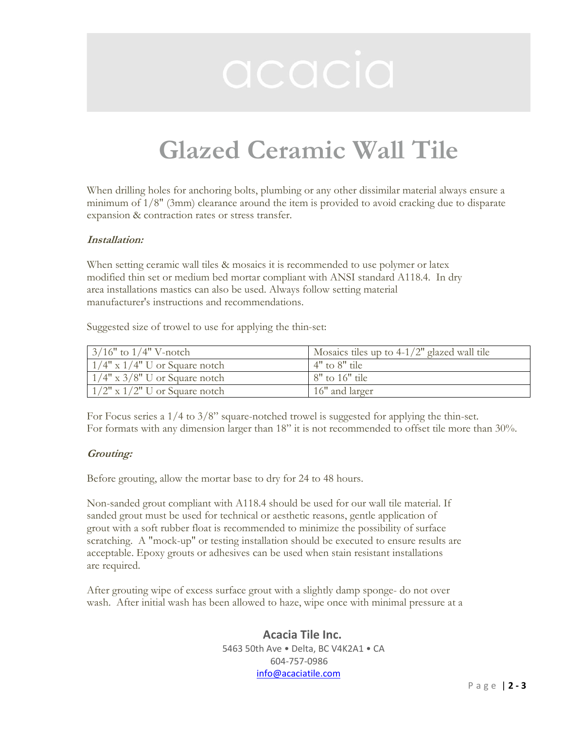# Glazed Ceramic Wall Tile

When drilling holes for anchoring bolts, plumbing or any other dissimilar material always ensure a minimum of 1/8" (3mm) clearance around the item is provided to avoid cracking due to disparate expansion & contraction rates or stress transfer.

***Installation:***

When setting ceramic wall tiles & mosaics it is recommended to use polymer or latex modified thin set or medium bed mortar compliant with ANSI standard A118.4. In dry area installations mastics can also be used. Always follow setting material manufacturer's instructions and recommendations.

Suggested size of trowel to use for applying the thin-set:

| | |
|---|---|
| 3/16" to 1/4" V-notch | Mosaics tiles up to 4-1/2" glazed wall tile |
| 1/4" x 1/4" U or Square notch | 4" to 8" tile |
| 1/4" x 3/8" U or Square notch | 8" to 16" tile |
| 1/2" x 1/2" U or Square notch | 16" and larger |

For Focus series a 1/4 to 3/8" square-notched trowel is suggested for applying the thin-set.
For formats with any dimension larger than 18" it is not recommended to offset tile more than 30%.

***Grouting:***

Before grouting, allow the mortar base to dry for 24 to 48 hours.

Non-sanded grout compliant with A118.4 should be used for our wall tile material. If sanded grout must be used for technical or aesthetic reasons, gentle application of grout with a soft rubber float is recommended to minimize the possibility of surface scratching. A "mock-up" or testing installation should be executed to ensure results are acceptable. Epoxy grouts or adhesives can be used when stain resistant installations are required.

After grouting wipe of excess surface grout with a slightly damp sponge- do not over wash. After initial wash has been allowed to haze, wipe once with minimal pressure at a

**Acacia Tile Inc.**
5463 50th Ave • Delta, BC V4K2A1 • CA
604-757-0986
info@acaciatile.com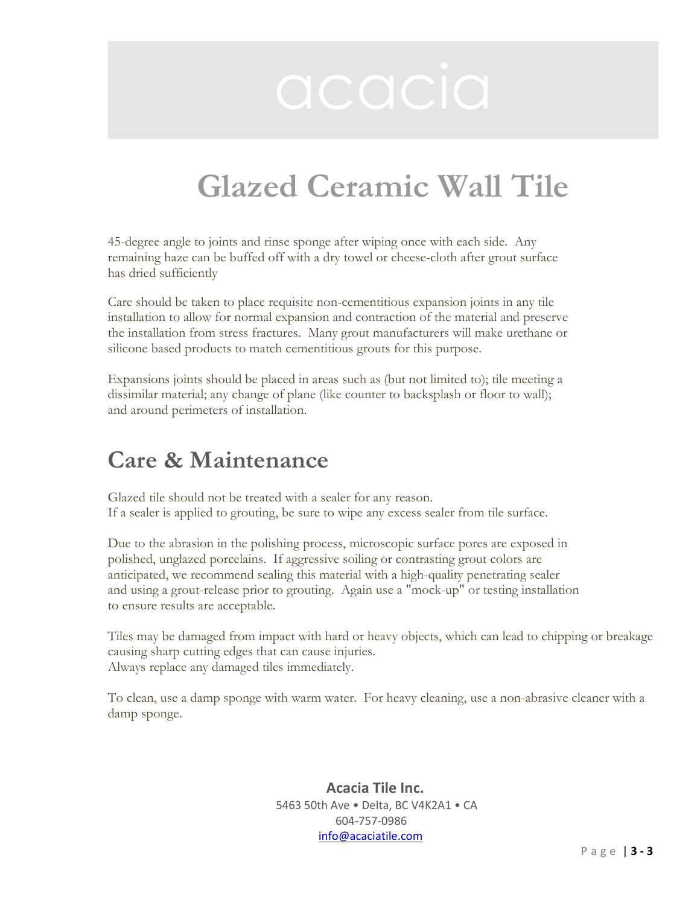# Glazed Ceramic Wall Tile

45-degree angle to joints and rinse sponge after wiping once with each side. Any remaining haze can be buffed off with a dry towel or cheese-cloth after grout surface has dried sufficiently

Care should be taken to place requisite non-cementitious expansion joints in any tile installation to allow for normal expansion and contraction of the material and preserve the installation from stress fractures. Many grout manufacturers will make urethane or silicone based products to match cementitious grouts for this purpose.

Expansions joints should be placed in areas such as (but not limited to); tile meeting a dissimilar material; any change of plane (like counter to backsplash or floor to wall); and around perimeters of installation.

## Care & Maintenance

Glazed tile should not be treated with a sealer for any reason.
If a sealer is applied to grouting, be sure to wipe any excess sealer from tile surface.

Due to the abrasion in the polishing process, microscopic surface pores are exposed in polished, unglazed porcelains. If aggressive soiling or contrasting grout colors are anticipated, we recommend sealing this material with a high-quality penetrating sealer and using a grout-release prior to grouting. Again use a "mock-up" or testing installation to ensure results are acceptable.

Tiles may be damaged from impact with hard or heavy objects, which can lead to chipping or breakage causing sharp cutting edges that can cause injuries.
Always replace any damaged tiles immediately.

To clean, use a damp sponge with warm water. For heavy cleaning, use a non-abrasive cleaner with a damp sponge.

**Acacia Tile Inc.**
5463 50th Ave • Delta, BC V4K2A1 • CA
604-757-0986
info@acaciatile.com